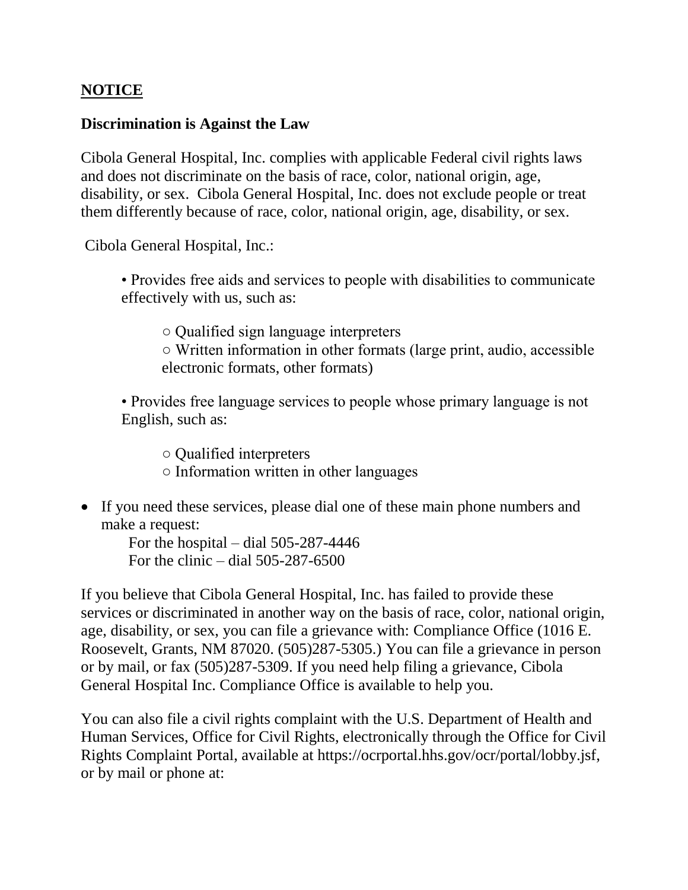## **NOTICE**

### Discrimination is Against the Law

Cibola General Hospital, Inc. complies with applicable Federal civil rights laws and does not discriminate on the basis of race, color, national origin, age, disability, or sex. Cibola General Hospital, Inc. does not exclude people or treat them differently because of race, color, national origin, age, disability, or sex.

Cibola General Hospital, Inc.:

- Provides free aids and services to people with disabilities to communicate effectively with us, such as:
  - Qualified sign language interpreters
  - Written information in other formats (large print, audio, accessible electronic formats, other formats)
- Provides free language services to people whose primary language is not English, such as:
  - Qualified interpreters
  - Information written in other languages

- If you need these services, please dial one of these main phone numbers and make a request:

  For the hospital – dial 505-287-4446
  For the clinic – dial 505-287-6500

If you believe that Cibola General Hospital, Inc. has failed to provide these services or discriminated in another way on the basis of race, color, national origin, age, disability, or sex, you can file a grievance with: Compliance Office (1016 E. Roosevelt, Grants, NM 87020. (505)287-5305.) You can file a grievance in person or by mail, or fax (505)287-5309. If you need help filing a grievance, Cibola General Hospital Inc. Compliance Office is available to help you.

You can also file a civil rights complaint with the U.S. Department of Health and Human Services, Office for Civil Rights, electronically through the Office for Civil Rights Complaint Portal, available at https://ocrportal.hhs.gov/ocr/portal/lobby.jsf, or by mail or phone at: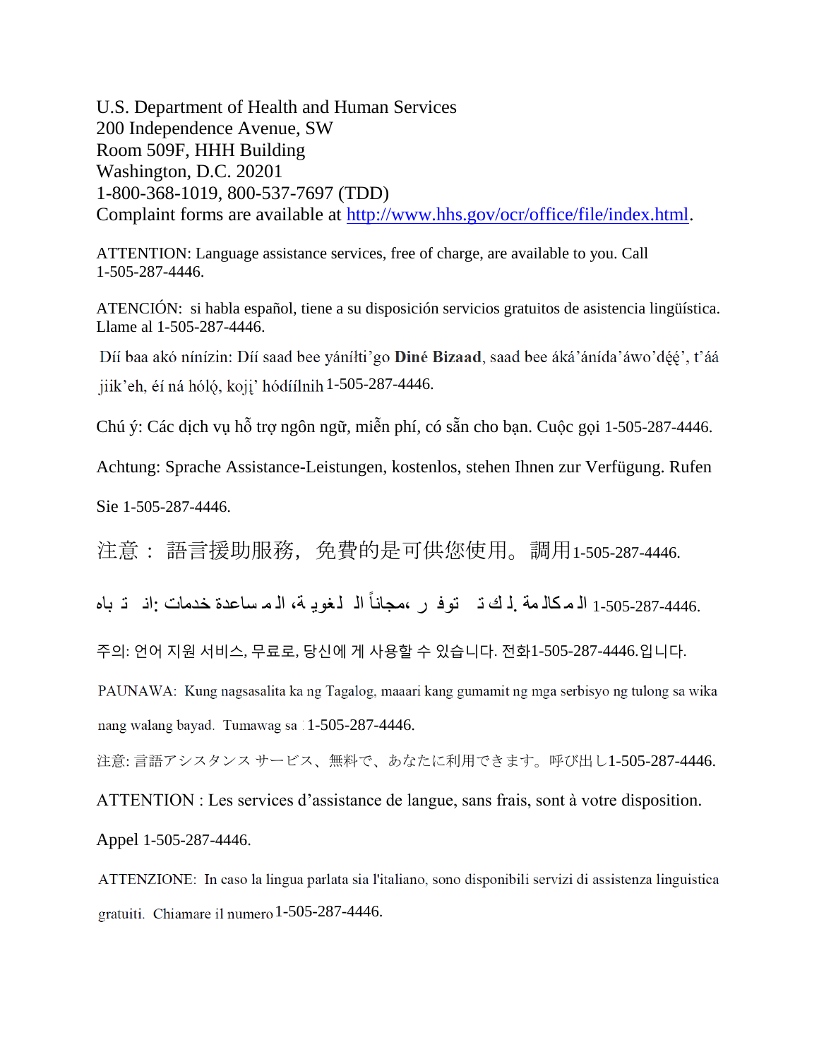U.S. Department of Health and Human Services
200 Independence Avenue, SW
Room 509F, HHH Building
Washington, D.C. 20201
1-800-368-1019, 800-537-7697 (TDD)
Complaint forms are available at http://www.hhs.gov/ocr/office/file/index.html.

ATTENTION: Language assistance services, free of charge, are available to you. Call 1-505-287-4446.

ATENCIÓN: si habla español, tiene a su disposición servicios gratuitos de asistencia lingüística. Llame al 1-505-287-4446.

Díí baa akó nínízin: Díí saad bee yáníłti'go **Diné Bizaad**, saad bee áká'ánída'áwo'dę́ę́', t'áá jiik'eh, éí ná hóló̜, koji̜' hódíílnih 1-505-287-4446.

Chú ý: Các dịch vụ hỗ trợ ngôn ngữ, miễn phí, có sẵn cho bạn. Cuộc gọi 1-505-287-4446.

Achtung: Sprache Assistance-Leistungen, kostenlos, stehen Ihnen zur Verfügung. Rufen Sie 1-505-287-4446.

注意： 語言援助服務，免費的是可供您使用。調用1-505-287-4446.

انتباه: خدمات المساعدة اللغوية، مجاناً، تتوفر لك. المكالمة 1-505-287-4446.

주의: 언어 지원 서비스, 무료로, 당신에 게 사용할 수 있습니다. 전화1-505-287-4446.입니다.

PAUNAWA: Kung nagsasalita ka ng Tagalog, maaari kang gumamit ng mga serbisyo ng tulong sa wika nang walang bayad. Tumawag sa 1-505-287-4446.

注意: 言語アシスタンス サービス、無料で、あなたに利用できます。呼び出し1-505-287-4446.

ATTENTION : Les services d'assistance de langue, sans frais, sont à votre disposition. Appel 1-505-287-4446.

ATTENZIONE: In caso la lingua parlata sia l'italiano, sono disponibili servizi di assistenza linguistica gratuiti. Chiamare il numero 1-505-287-4446.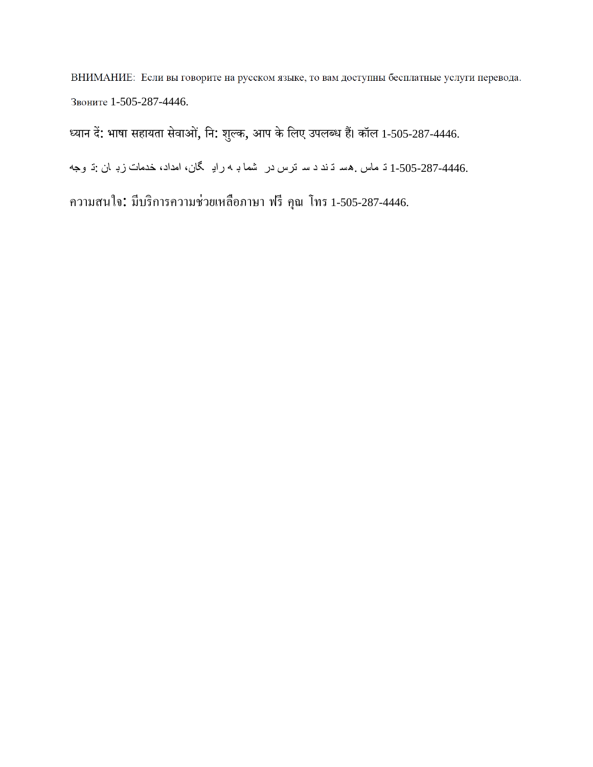ВНИМАНИЕ: Если вы говорите на русском языке, то вам доступны бесплатные услуги перевода. Звоните 1-505-287-4446.

ध्यान दें: भाषा सहायता सेवाओं, नि: शुल्क, आप के लिए उपलब्ध हैं। कॉल 1-505-287-4446.

توجه: زبان، خدمات امداد، رایگان به شما در دسترس هستند. تماس 1-505-287-4446.

ความสนใจ: มีบริการความช่วยเหลือภาษา ฟรี คุณ โทร 1-505-287-4446.